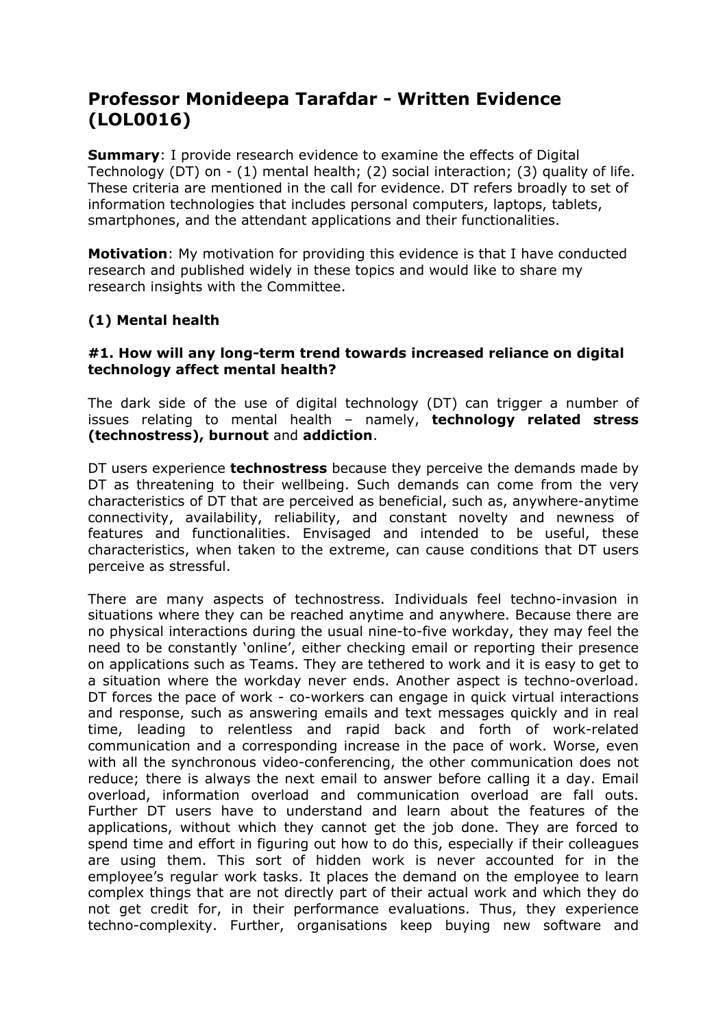# Professor Monideepa Tarafdar - Written Evidence (LOL0016)

**Summary**: I provide research evidence to examine the effects of Digital Technology (DT) on - (1) mental health; (2) social interaction; (3) quality of life. These criteria are mentioned in the call for evidence. DT refers broadly to set of information technologies that includes personal computers, laptops, tablets, smartphones, and the attendant applications and their functionalities.

**Motivation**: My motivation for providing this evidence is that I have conducted research and published widely in these topics and would like to share my research insights with the Committee.

## (1) Mental health

### #1. How will any long-term trend towards increased reliance on digital technology affect mental health?

The dark side of the use of digital technology (DT) can trigger a number of issues relating to mental health – namely, **technology related stress (technostress), burnout** and **addiction**.

DT users experience **technostress** because they perceive the demands made by DT as threatening to their wellbeing. Such demands can come from the very characteristics of DT that are perceived as beneficial, such as, anywhere-anytime connectivity, availability, reliability, and constant novelty and newness of features and functionalities. Envisaged and intended to be useful, these characteristics, when taken to the extreme, can cause conditions that DT users perceive as stressful.

There are many aspects of technostress. Individuals feel techno-invasion in situations where they can be reached anytime and anywhere. Because there are no physical interactions during the usual nine-to-five workday, they may feel the need to be constantly 'online', either checking email or reporting their presence on applications such as Teams. They are tethered to work and it is easy to get to a situation where the workday never ends. Another aspect is techno-overload. DT forces the pace of work - co-workers can engage in quick virtual interactions and response, such as answering emails and text messages quickly and in real time, leading to relentless and rapid back and forth of work-related communication and a corresponding increase in the pace of work. Worse, even with all the synchronous video-conferencing, the other communication does not reduce; there is always the next email to answer before calling it a day. Email overload, information overload and communication overload are fall outs. Further DT users have to understand and learn about the features of the applications, without which they cannot get the job done. They are forced to spend time and effort in figuring out how to do this, especially if their colleagues are using them. This sort of hidden work is never accounted for in the employee's regular work tasks. It places the demand on the employee to learn complex things that are not directly part of their actual work and which they do not get credit for, in their performance evaluations. Thus, they experience techno-complexity. Further, organisations keep buying new software and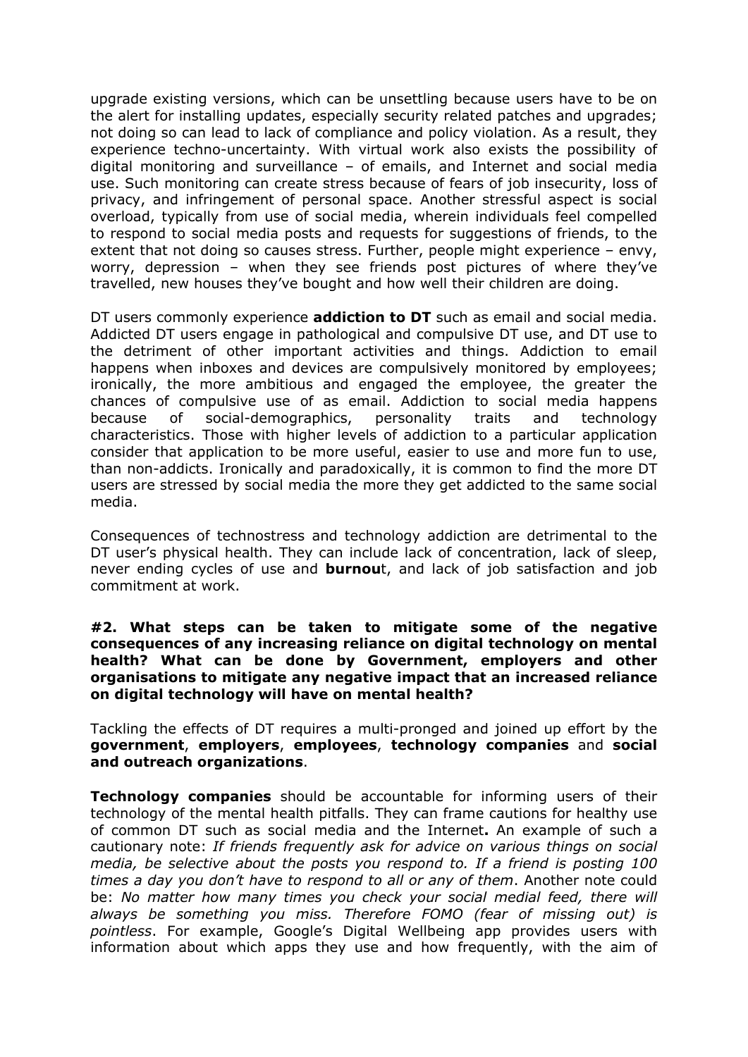upgrade existing versions, which can be unsettling because users have to be on the alert for installing updates, especially security related patches and upgrades; not doing so can lead to lack of compliance and policy violation. As a result, they experience techno-uncertainty. With virtual work also exists the possibility of digital monitoring and surveillance – of emails, and Internet and social media use. Such monitoring can create stress because of fears of job insecurity, loss of privacy, and infringement of personal space. Another stressful aspect is social overload, typically from use of social media, wherein individuals feel compelled to respond to social media posts and requests for suggestions of friends, to the extent that not doing so causes stress. Further, people might experience – envy, worry, depression – when they see friends post pictures of where they've travelled, new houses they've bought and how well their children are doing.

DT users commonly experience **addiction to DT** such as email and social media. Addicted DT users engage in pathological and compulsive DT use, and DT use to the detriment of other important activities and things. Addiction to email happens when inboxes and devices are compulsively monitored by employees; ironically, the more ambitious and engaged the employee, the greater the chances of compulsive use of as email. Addiction to social media happens because of social-demographics, personality traits and technology characteristics. Those with higher levels of addiction to a particular application consider that application to be more useful, easier to use and more fun to use, than non-addicts. Ironically and paradoxically, it is common to find the more DT users are stressed by social media the more they get addicted to the same social media.

Consequences of technostress and technology addiction are detrimental to the DT user's physical health. They can include lack of concentration, lack of sleep, never ending cycles of use and **burnou**t, and lack of job satisfaction and job commitment at work.

**#2. What steps can be taken to mitigate some of the negative consequences of any increasing reliance on digital technology on mental health? What can be done by Government, employers and other organisations to mitigate any negative impact that an increased reliance on digital technology will have on mental health?**

Tackling the effects of DT requires a multi-pronged and joined up effort by the **government**, **employers**, **employees**, **technology companies** and **social and outreach organizations**.

**Technology companies** should be accountable for informing users of their technology of the mental health pitfalls. They can frame cautions for healthy use of common DT such as social media and the Internet**.** An example of such a cautionary note: *If friends frequently ask for advice on various things on social media, be selective about the posts you respond to. If a friend is posting 100 times a day you don't have to respond to all or any of them*. Another note could be: *No matter how many times you check your social medial feed, there will always be something you miss. Therefore FOMO (fear of missing out) is pointless*. For example, Google's Digital Wellbeing app provides users with information about which apps they use and how frequently, with the aim of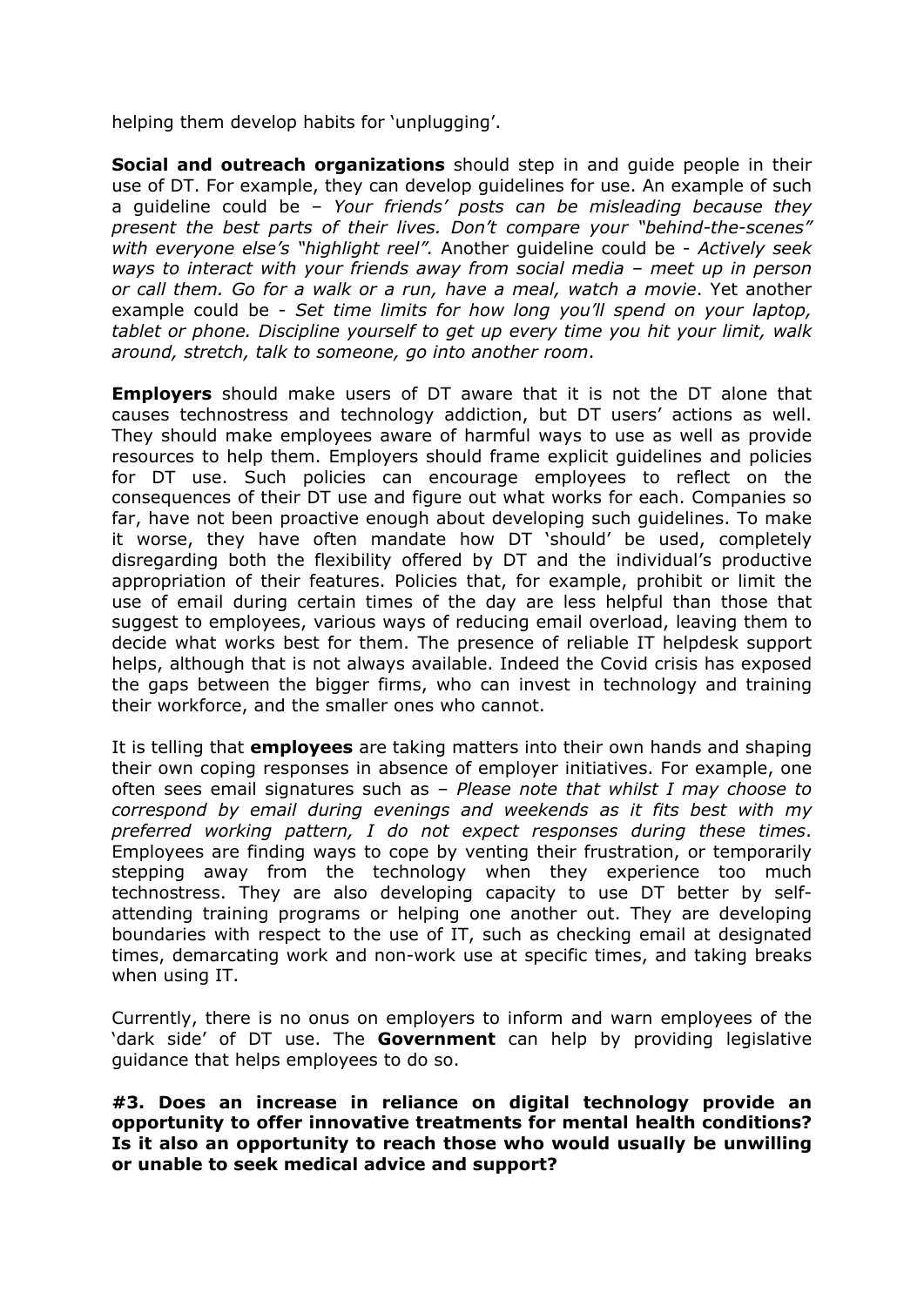helping them develop habits for 'unplugging'.

**Social and outreach organizations** should step in and guide people in their use of DT. For example, they can develop guidelines for use. An example of such a guideline could be – *Your friends' posts can be misleading because they present the best parts of their lives. Don't compare your "behind-the-scenes" with everyone else's "highlight reel".* Another guideline could be - *Actively seek ways to interact with your friends away from social media – meet up in person or call them. Go for a walk or a run, have a meal, watch a movie*. Yet another example could be - *Set time limits for how long you'll spend on your laptop, tablet or phone. Discipline yourself to get up every time you hit your limit, walk around, stretch, talk to someone, go into another room*.

**Employers** should make users of DT aware that it is not the DT alone that causes technostress and technology addiction, but DT users' actions as well. They should make employees aware of harmful ways to use as well as provide resources to help them. Employers should frame explicit guidelines and policies for DT use. Such policies can encourage employees to reflect on the consequences of their DT use and figure out what works for each. Companies so far, have not been proactive enough about developing such guidelines. To make it worse, they have often mandate how DT 'should' be used, completely disregarding both the flexibility offered by DT and the individual's productive appropriation of their features. Policies that, for example, prohibit or limit the use of email during certain times of the day are less helpful than those that suggest to employees, various ways of reducing email overload, leaving them to decide what works best for them. The presence of reliable IT helpdesk support helps, although that is not always available. Indeed the Covid crisis has exposed the gaps between the bigger firms, who can invest in technology and training their workforce, and the smaller ones who cannot.

It is telling that **employees** are taking matters into their own hands and shaping their own coping responses in absence of employer initiatives. For example, one often sees email signatures such as – *Please note that whilst I may choose to correspond by email during evenings and weekends as it fits best with my preferred working pattern, I do not expect responses during these times*. Employees are finding ways to cope by venting their frustration, or temporarily stepping away from the technology when they experience too much technostress. They are also developing capacity to use DT better by self-attending training programs or helping one another out. They are developing boundaries with respect to the use of IT, such as checking email at designated times, demarcating work and non-work use at specific times, and taking breaks when using IT.

Currently, there is no onus on employers to inform and warn employees of the 'dark side' of DT use. The **Government** can help by providing legislative guidance that helps employees to do so.

**#3. Does an increase in reliance on digital technology provide an opportunity to offer innovative treatments for mental health conditions? Is it also an opportunity to reach those who would usually be unwilling or unable to seek medical advice and support?**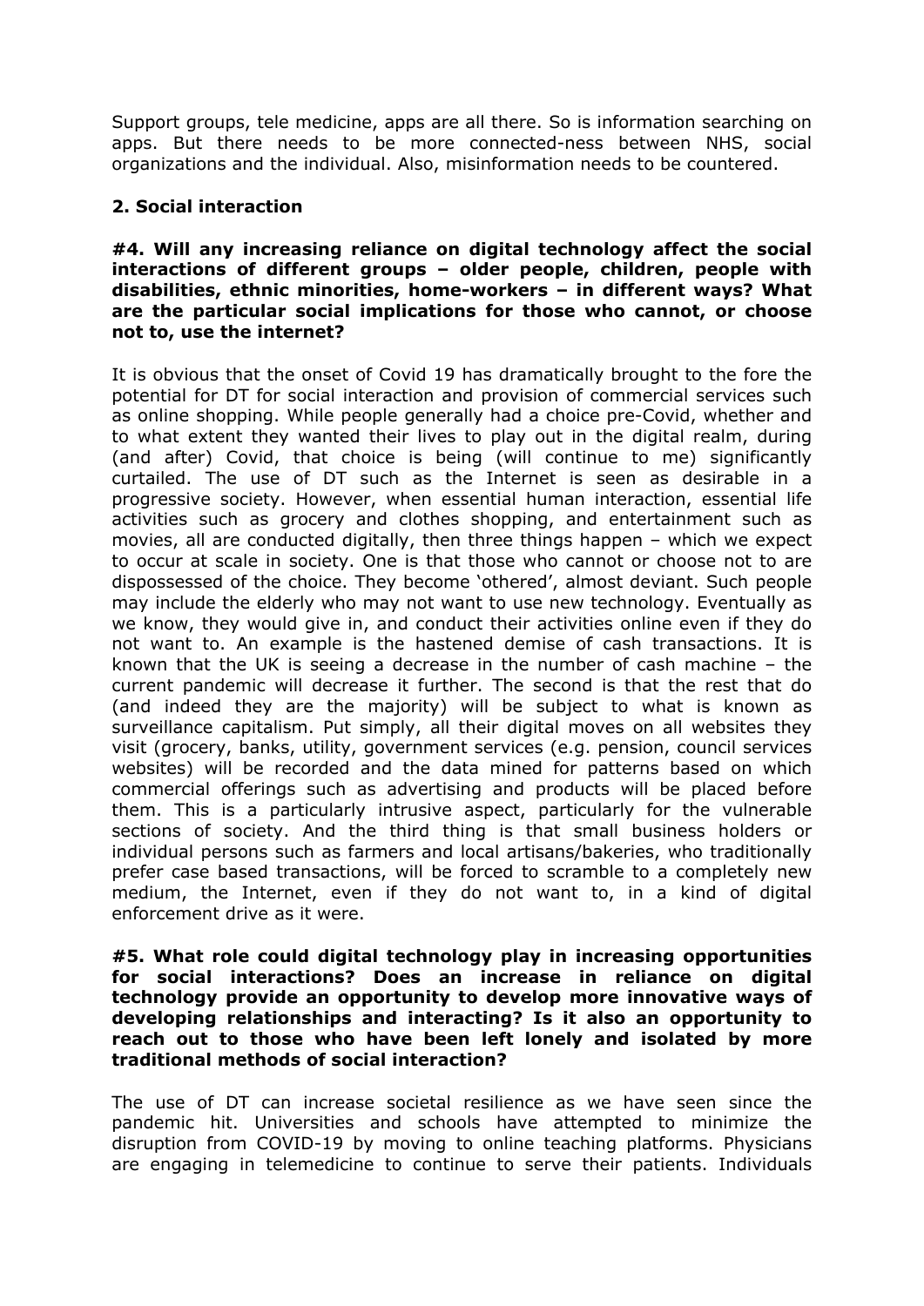Support groups, tele medicine, apps are all there. So is information searching on apps. But there needs to be more connected-ness between NHS, social organizations and the individual. Also, misinformation needs to be countered.

## 2. Social interaction

**#4. Will any increasing reliance on digital technology affect the social interactions of different groups – older people, children, people with disabilities, ethnic minorities, home-workers – in different ways? What are the particular social implications for those who cannot, or choose not to, use the internet?**

It is obvious that the onset of Covid 19 has dramatically brought to the fore the potential for DT for social interaction and provision of commercial services such as online shopping. While people generally had a choice pre-Covid, whether and to what extent they wanted their lives to play out in the digital realm, during (and after) Covid, that choice is being (will continue to me) significantly curtailed. The use of DT such as the Internet is seen as desirable in a progressive society. However, when essential human interaction, essential life activities such as grocery and clothes shopping, and entertainment such as movies, all are conducted digitally, then three things happen – which we expect to occur at scale in society. One is that those who cannot or choose not to are dispossessed of the choice. They become 'othered', almost deviant. Such people may include the elderly who may not want to use new technology. Eventually as we know, they would give in, and conduct their activities online even if they do not want to. An example is the hastened demise of cash transactions. It is known that the UK is seeing a decrease in the number of cash machine – the current pandemic will decrease it further. The second is that the rest that do (and indeed they are the majority) will be subject to what is known as surveillance capitalism. Put simply, all their digital moves on all websites they visit (grocery, banks, utility, government services (e.g. pension, council services websites) will be recorded and the data mined for patterns based on which commercial offerings such as advertising and products will be placed before them. This is a particularly intrusive aspect, particularly for the vulnerable sections of society. And the third thing is that small business holders or individual persons such as farmers and local artisans/bakeries, who traditionally prefer case based transactions, will be forced to scramble to a completely new medium, the Internet, even if they do not want to, in a kind of digital enforcement drive as it were.

**#5. What role could digital technology play in increasing opportunities for social interactions? Does an increase in reliance on digital technology provide an opportunity to develop more innovative ways of developing relationships and interacting? Is it also an opportunity to reach out to those who have been left lonely and isolated by more traditional methods of social interaction?**

The use of DT can increase societal resilience as we have seen since the pandemic hit. Universities and schools have attempted to minimize the disruption from COVID-19 by moving to online teaching platforms. Physicians are engaging in telemedicine to continue to serve their patients. Individuals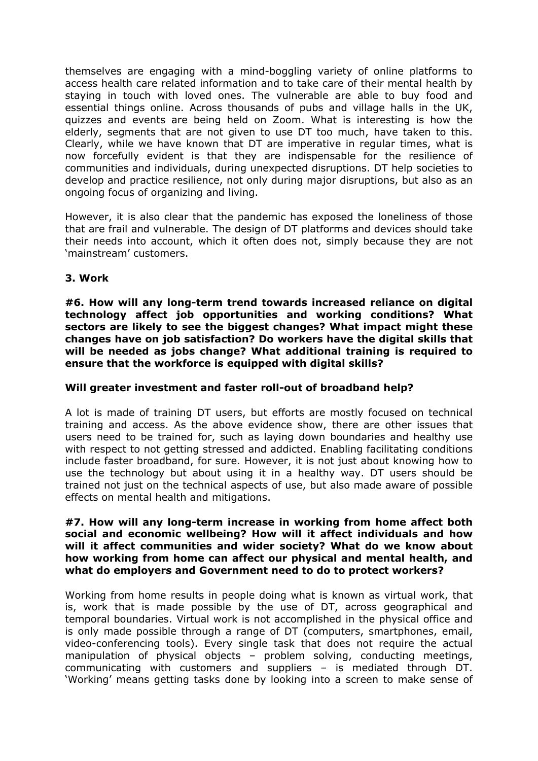themselves are engaging with a mind-boggling variety of online platforms to access health care related information and to take care of their mental health by staying in touch with loved ones. The vulnerable are able to buy food and essential things online. Across thousands of pubs and village halls in the UK, quizzes and events are being held on Zoom. What is interesting is how the elderly, segments that are not given to use DT too much, have taken to this. Clearly, while we have known that DT are imperative in regular times, what is now forcefully evident is that they are indispensable for the resilience of communities and individuals, during unexpected disruptions. DT help societies to develop and practice resilience, not only during major disruptions, but also as an ongoing focus of organizing and living.

However, it is also clear that the pandemic has exposed the loneliness of those that are frail and vulnerable. The design of DT platforms and devices should take their needs into account, which it often does not, simply because they are not 'mainstream' customers.

### 3. Work

**#6. How will any long-term trend towards increased reliance on digital technology affect job opportunities and working conditions? What sectors are likely to see the biggest changes? What impact might these changes have on job satisfaction? Do workers have the digital skills that will be needed as jobs change? What additional training is required to ensure that the workforce is equipped with digital skills?**

**Will greater investment and faster roll-out of broadband help?**

A lot is made of training DT users, but efforts are mostly focused on technical training and access. As the above evidence show, there are other issues that users need to be trained for, such as laying down boundaries and healthy use with respect to not getting stressed and addicted. Enabling facilitating conditions include faster broadband, for sure. However, it is not just about knowing how to use the technology but about using it in a healthy way. DT users should be trained not just on the technical aspects of use, but also made aware of possible effects on mental health and mitigations.

**#7. How will any long-term increase in working from home affect both social and economic wellbeing? How will it affect individuals and how will it affect communities and wider society? What do we know about how working from home can affect our physical and mental health, and what do employers and Government need to do to protect workers?**

Working from home results in people doing what is known as virtual work, that is, work that is made possible by the use of DT, across geographical and temporal boundaries. Virtual work is not accomplished in the physical office and is only made possible through a range of DT (computers, smartphones, email, video-conferencing tools). Every single task that does not require the actual manipulation of physical objects – problem solving, conducting meetings, communicating with customers and suppliers – is mediated through DT. 'Working' means getting tasks done by looking into a screen to make sense of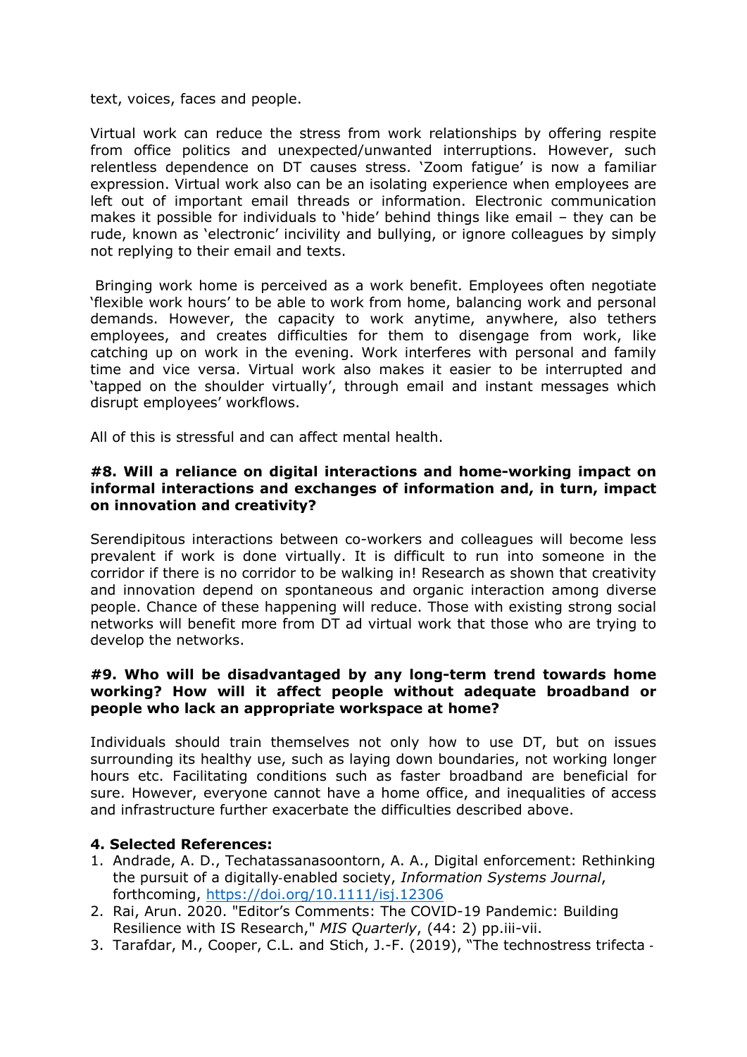text, voices, faces and people.

Virtual work can reduce the stress from work relationships by offering respite from office politics and unexpected/unwanted interruptions. However, such relentless dependence on DT causes stress. 'Zoom fatigue' is now a familiar expression. Virtual work also can be an isolating experience when employees are left out of important email threads or information. Electronic communication makes it possible for individuals to 'hide' behind things like email – they can be rude, known as 'electronic' incivility and bullying, or ignore colleagues by simply not replying to their email and texts.

Bringing work home is perceived as a work benefit. Employees often negotiate 'flexible work hours' to be able to work from home, balancing work and personal demands. However, the capacity to work anytime, anywhere, also tethers employees, and creates difficulties for them to disengage from work, like catching up on work in the evening. Work interferes with personal and family time and vice versa. Virtual work also makes it easier to be interrupted and 'tapped on the shoulder virtually', through email and instant messages which disrupt employees' workflows.

All of this is stressful and can affect mental health.

**#8. Will a reliance on digital interactions and home-working impact on informal interactions and exchanges of information and, in turn, impact on innovation and creativity?**

Serendipitous interactions between co-workers and colleagues will become less prevalent if work is done virtually. It is difficult to run into someone in the corridor if there is no corridor to be walking in! Research as shown that creativity and innovation depend on spontaneous and organic interaction among diverse people. Chance of these happening will reduce. Those with existing strong social networks will benefit more from DT ad virtual work that those who are trying to develop the networks.

**#9. Who will be disadvantaged by any long-term trend towards home working? How will it affect people without adequate broadband or people who lack an appropriate workspace at home?**

Individuals should train themselves not only how to use DT, but on issues surrounding its healthy use, such as laying down boundaries, not working longer hours etc. Facilitating conditions such as faster broadband are beneficial for sure. However, everyone cannot have a home office, and inequalities of access and infrastructure further exacerbate the difficulties described above.

**4. Selected References:**

1. Andrade, A. D., Techatassanasoontorn, A. A., Digital enforcement: Rethinking the pursuit of a digitally-enabled society, *Information Systems Journal*, forthcoming, https://doi.org/10.1111/isj.12306
2. Rai, Arun. 2020. "Editor's Comments: The COVID-19 Pandemic: Building Resilience with IS Research," *MIS Quarterly*, (44: 2) pp.iii-vii.
3. Tarafdar, M., Cooper, C.L. and Stich, J.-F. (2019), "The technostress trifecta -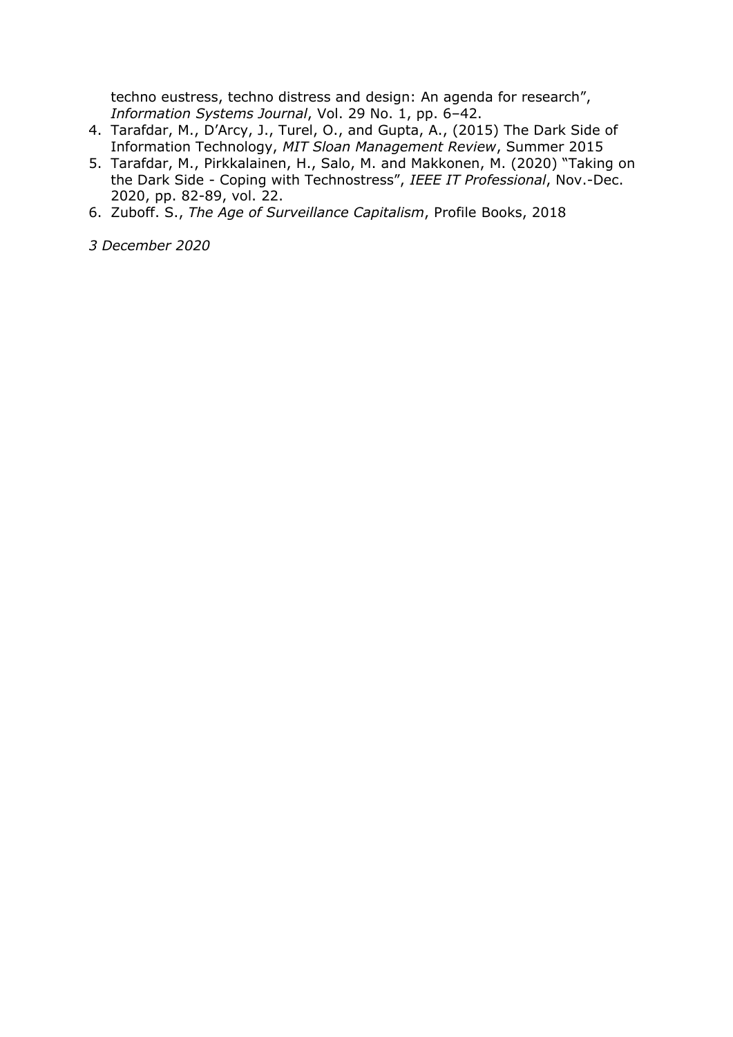techno eustress, techno distress and design: An agenda for research", *Information Systems Journal*, Vol. 29 No. 1, pp. 6–42.

4. Tarafdar, M., D'Arcy, J., Turel, O., and Gupta, A., (2015) The Dark Side of Information Technology, *MIT Sloan Management Review*, Summer 2015
5. Tarafdar, M., Pirkkalainen, H., Salo, M. and Makkonen, M. (2020) "Taking on the Dark Side - Coping with Technostress", *IEEE IT Professional*, Nov.-Dec. 2020, pp. 82-89, vol. 22.
6. Zuboff. S., *The Age of Surveillance Capitalism*, Profile Books, 2018

*3 December 2020*